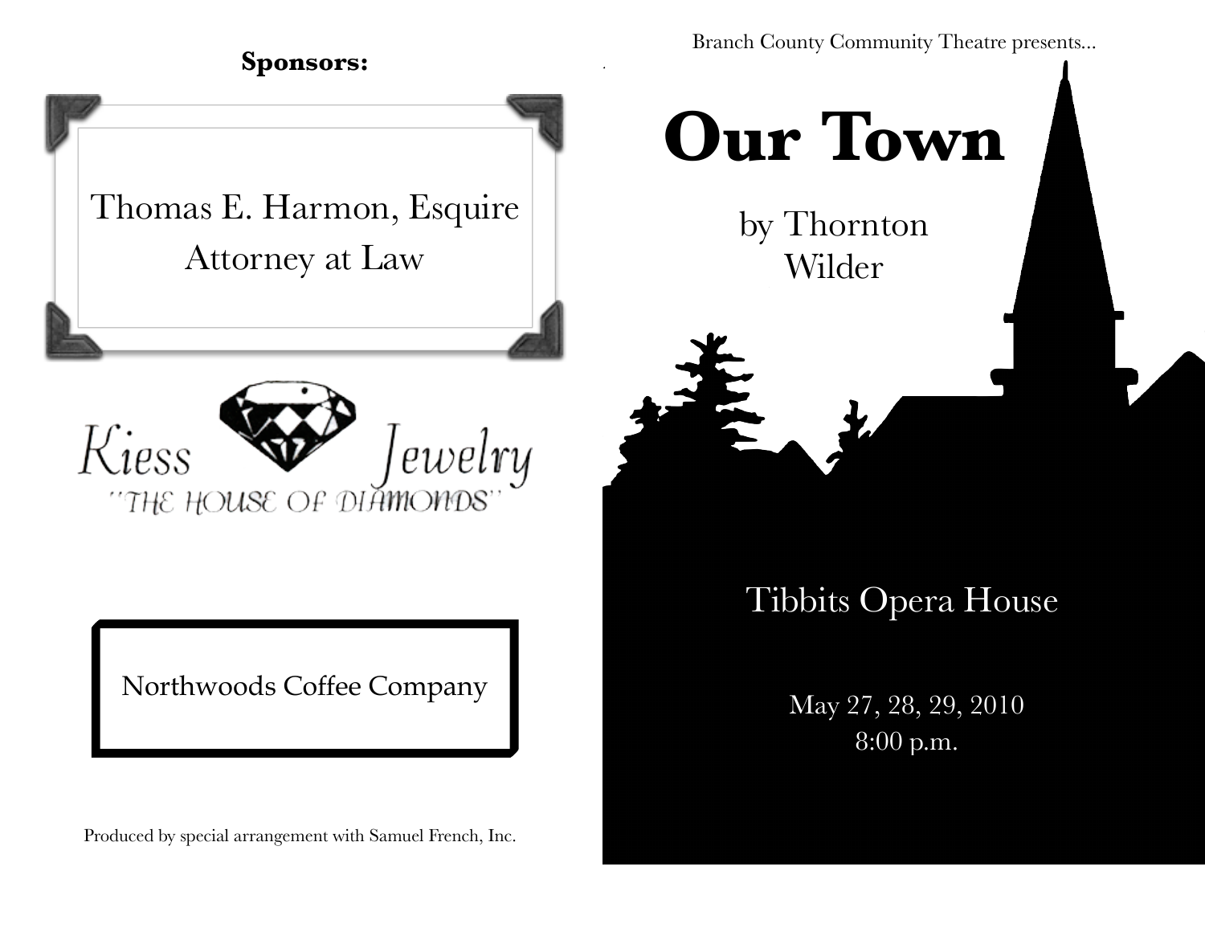**Sponsors:**

Thomas E. Harmon, Esquire
Attorney at Law

Kiess Jewelry
"THE HOUSE OF DIAMONDS"

Northwoods Coffee Company

Produced by special arrangement with Samuel French, Inc.

Branch County Community Theatre presents...

# Our Town

by Thornton Wilder

Tibbits Opera House

May 27, 28, 29, 2010
8:00 p.m.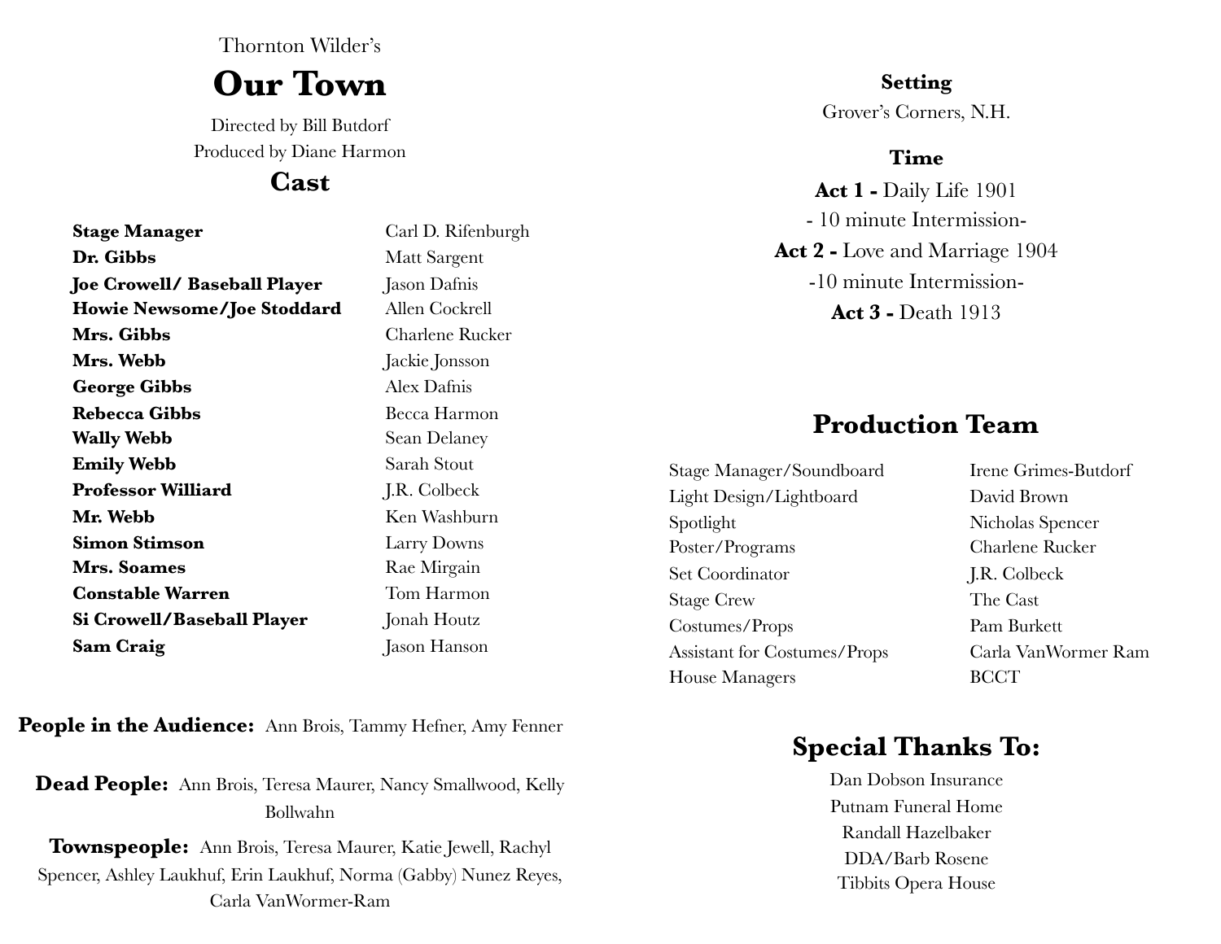Thornton Wilder's

# Our Town

Directed by Bill Butdorf
Produced by Diane Harmon

## Cast

| | |
|---|---|
| **Stage Manager** | Carl D. Rifenburgh |
| **Dr. Gibbs** | Matt Sargent |
| **Joe Crowell/ Baseball Player** | Jason Dafnis |
| **Howie Newsome/Joe Stoddard** | Allen Cockrell |
| **Mrs. Gibbs** | Charlene Rucker |
| **Mrs. Webb** | Jackie Jonsson |
| **George Gibbs** | Alex Dafnis |
| **Rebecca Gibbs** | Becca Harmon |
| **Wally Webb** | Sean Delaney |
| **Emily Webb** | Sarah Stout |
| **Professor Williard** | J.R. Colbeck |
| **Mr. Webb** | Ken Washburn |
| **Simon Stimson** | Larry Downs |
| **Mrs. Soames** | Rae Mirgain |
| **Constable Warren** | Tom Harmon |
| **Si Crowell/Baseball Player** | Jonah Houtz |
| **Sam Craig** | Jason Hanson |

**People in the Audience:** Ann Brois, Tammy Hefner, Amy Fenner

**Dead People:** Ann Brois, Teresa Maurer, Nancy Smallwood, Kelly Bollwahn

**Townspeople:** Ann Brois, Teresa Maurer, Katie Jewell, Rachyl Spencer, Ashley Laukhuf, Erin Laukhuf, Norma (Gabby) Nunez Reyes, Carla VanWormer-Ram

### Setting

Grover's Corners, N.H.

### Time

**Act 1 -** Daily Life 1901

- 10 minute Intermission-

**Act 2 -** Love and Marriage 1904

-10 minute Intermission-

**Act 3 -** Death 1913

## Production Team

| | |
|---|---|
| Stage Manager/Soundboard | Irene Grimes-Butdorf |
| Light Design/Lightboard | David Brown |
| Spotlight | Nicholas Spencer |
| Poster/Programs | Charlene Rucker |
| Set Coordinator | J.R. Colbeck |
| Stage Crew | The Cast |
| Costumes/Props | Pam Burkett |
| Assistant for Costumes/Props | Carla VanWormer Ram |
| House Managers | BCCT |

## Special Thanks To:

Dan Dobson Insurance
Putnam Funeral Home
Randall Hazelbaker
DDA/Barb Rosene
Tibbits Opera House